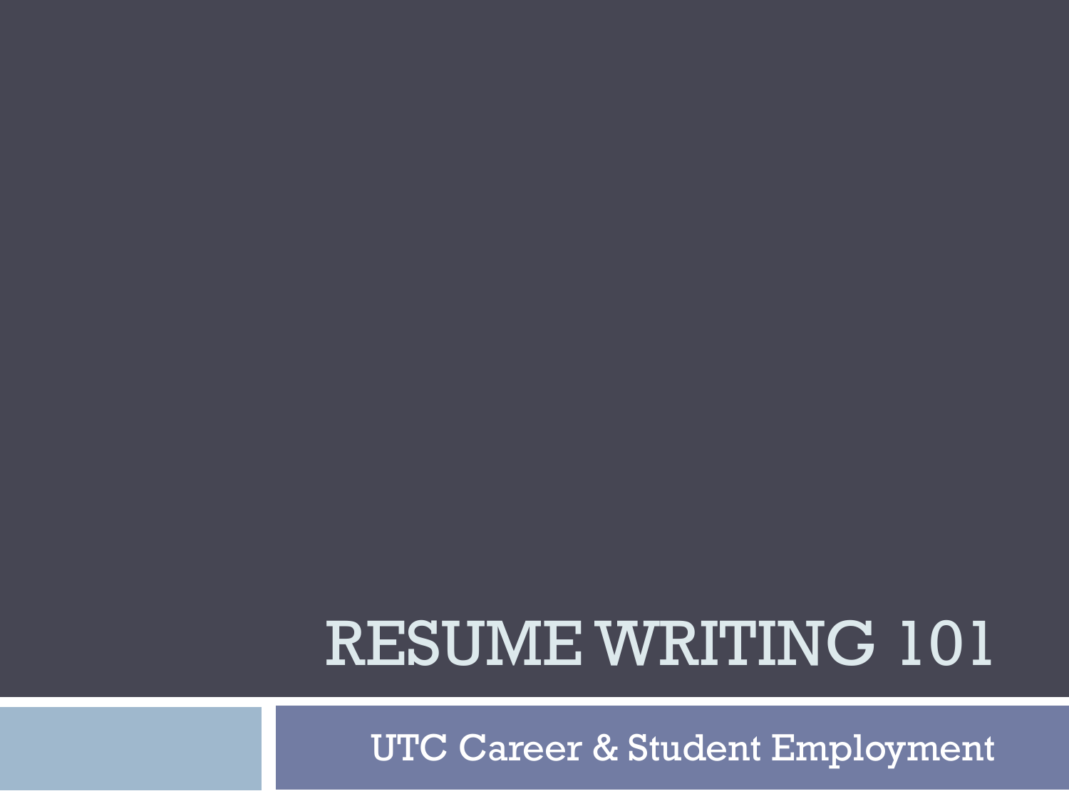# RESUME WRITING 101

UTC Career & Student Employment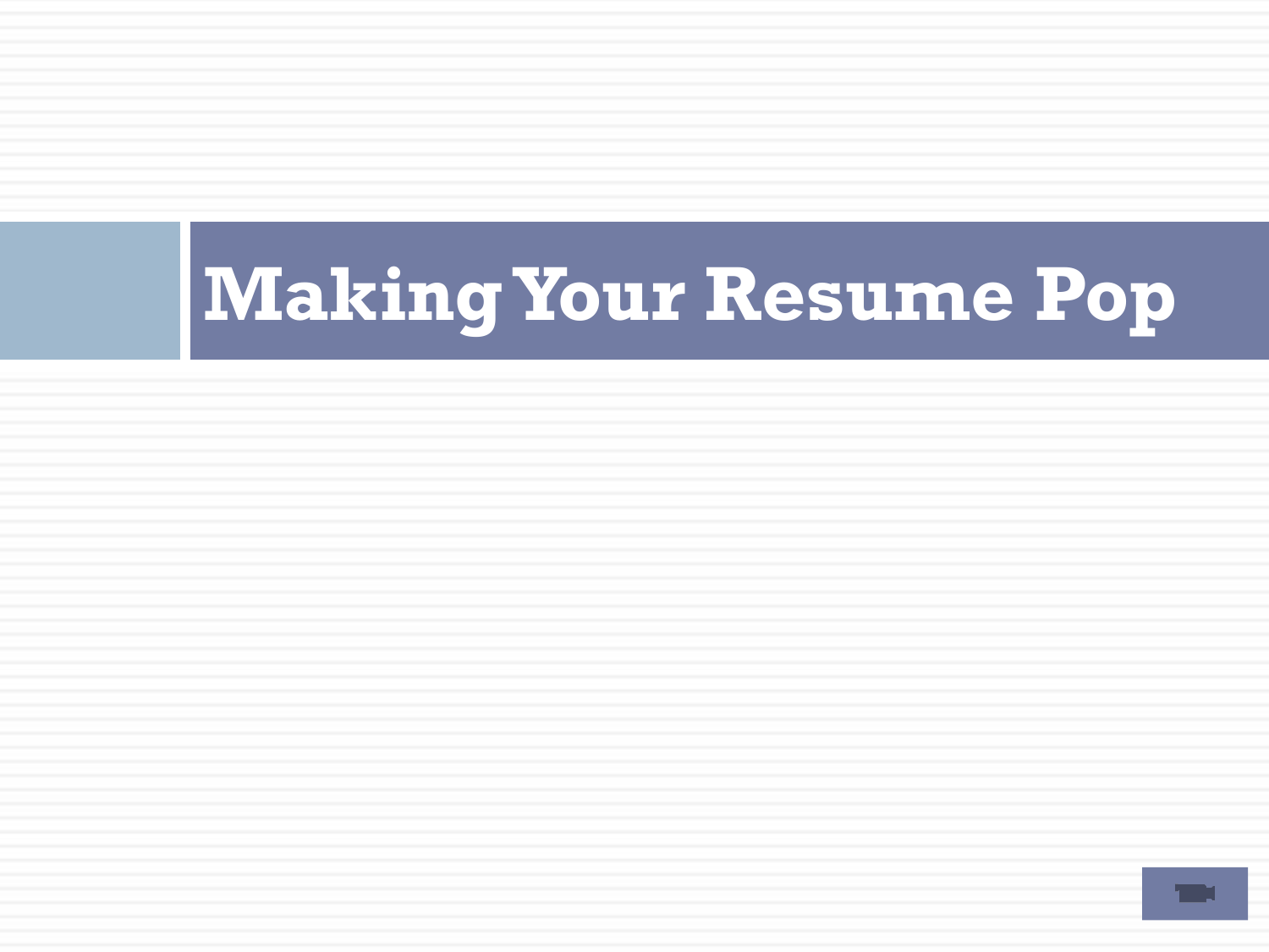# Making Your Resume Pop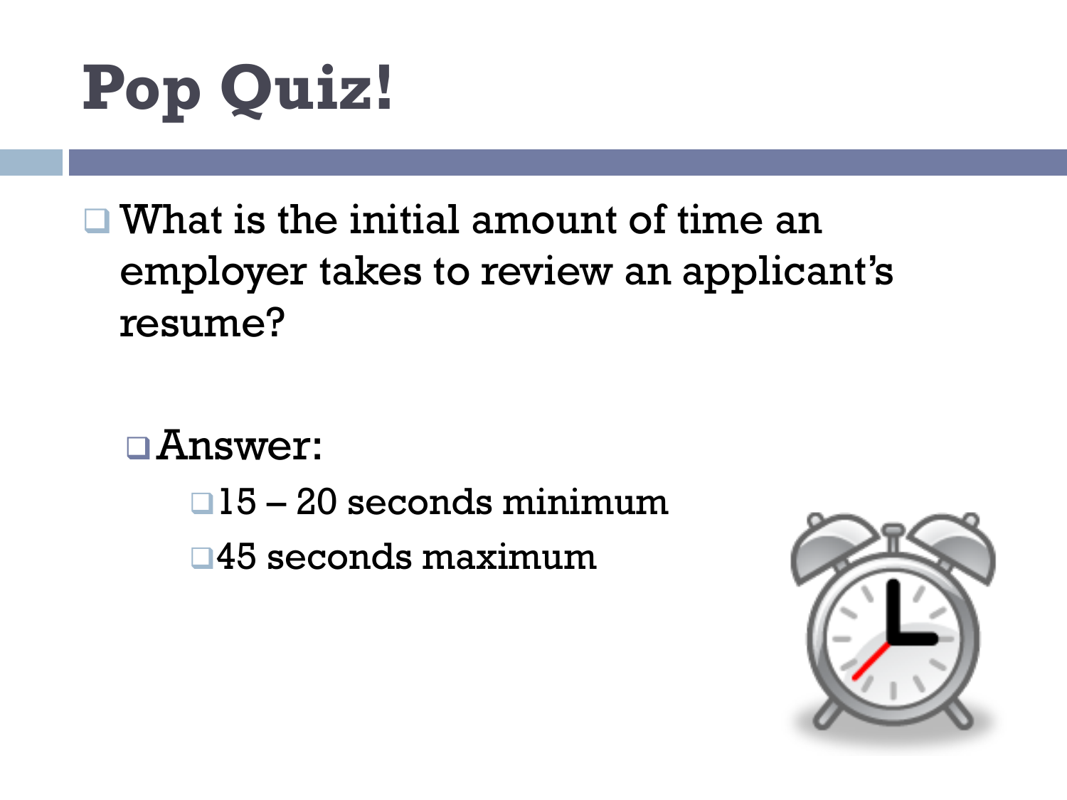# Pop Quiz!

- What is the initial amount of time an employer takes to review an applicant's resume?

  - Answer:
    - 15 – 20 seconds minimum
    - 45 seconds maximum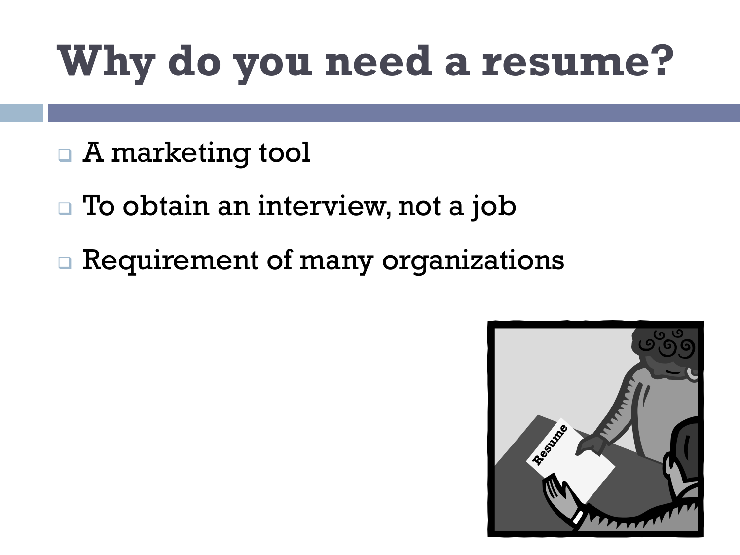# Why do you need a resume?

- A marketing tool
- To obtain an interview, not a job
- Requirement of many organizations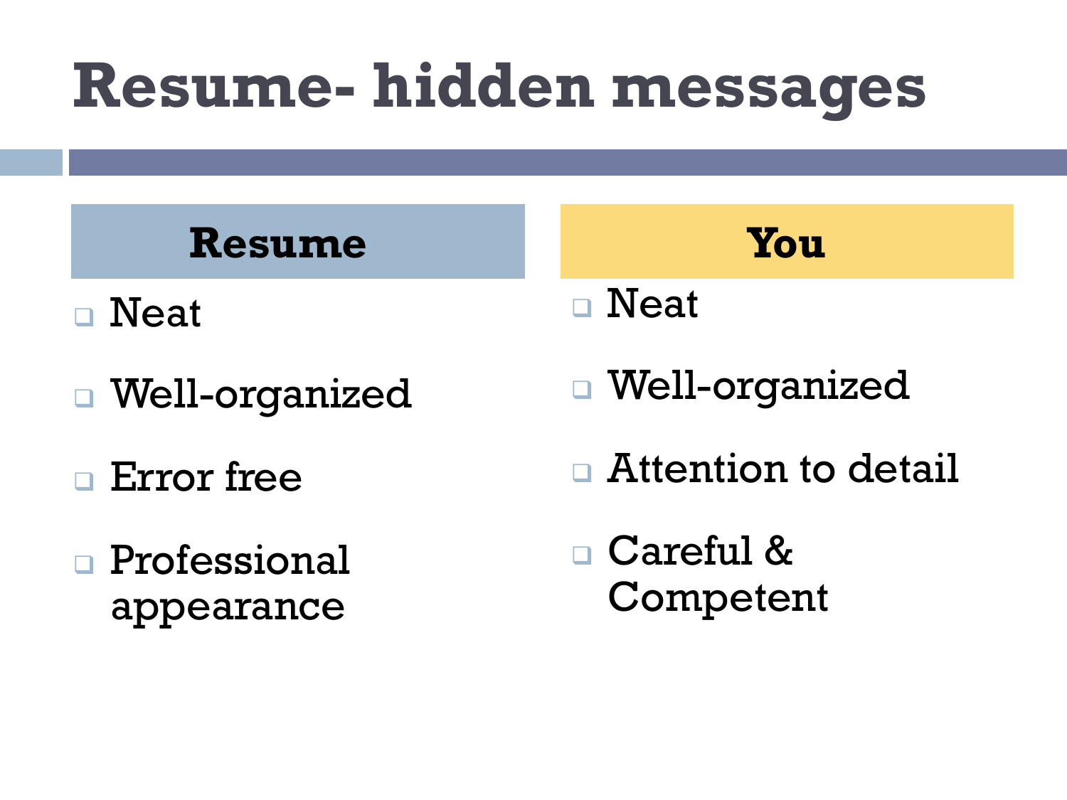# Resume- hidden messages

| Resume | You |
|---|---|
| Neat | Neat |
| Well-organized | Well-organized |
| Error free | Attention to detail |
| Professional appearance | Careful & Competent |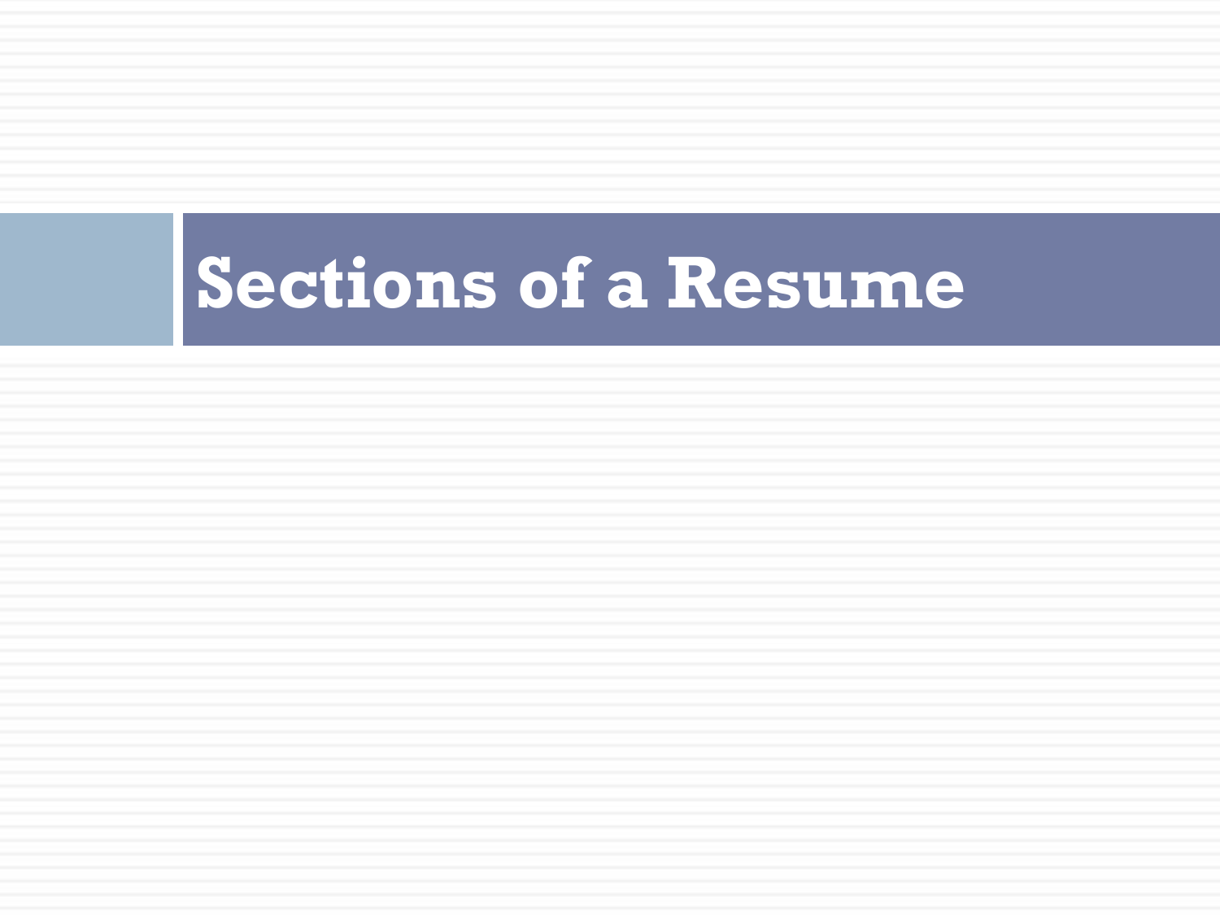# Sections of a Resume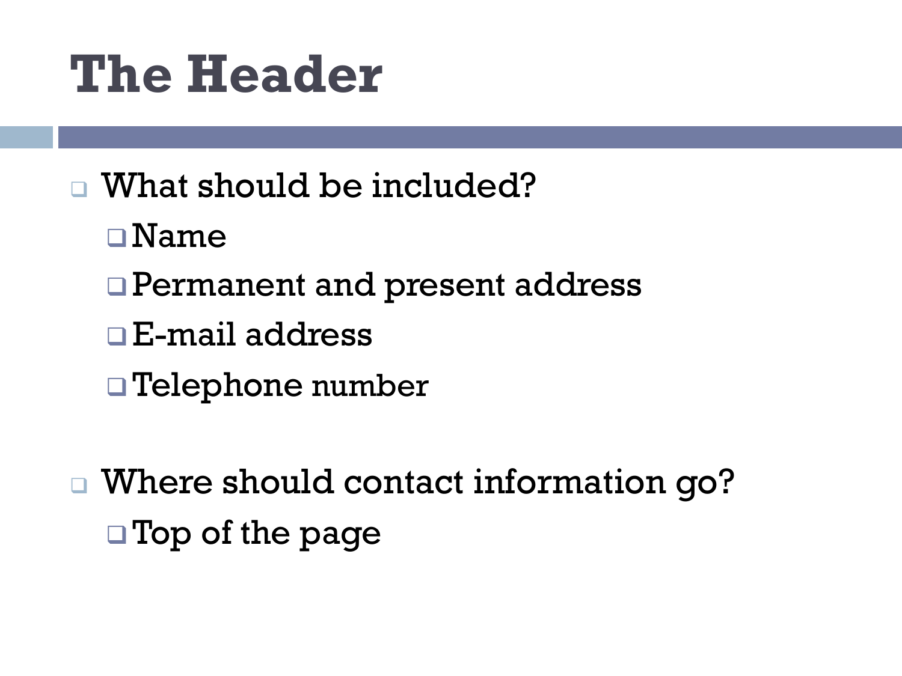# The Header

- What should be included?
  - Name
  - Permanent and present address
  - E-mail address
  - Telephone number

- Where should contact information go?
  - Top of the page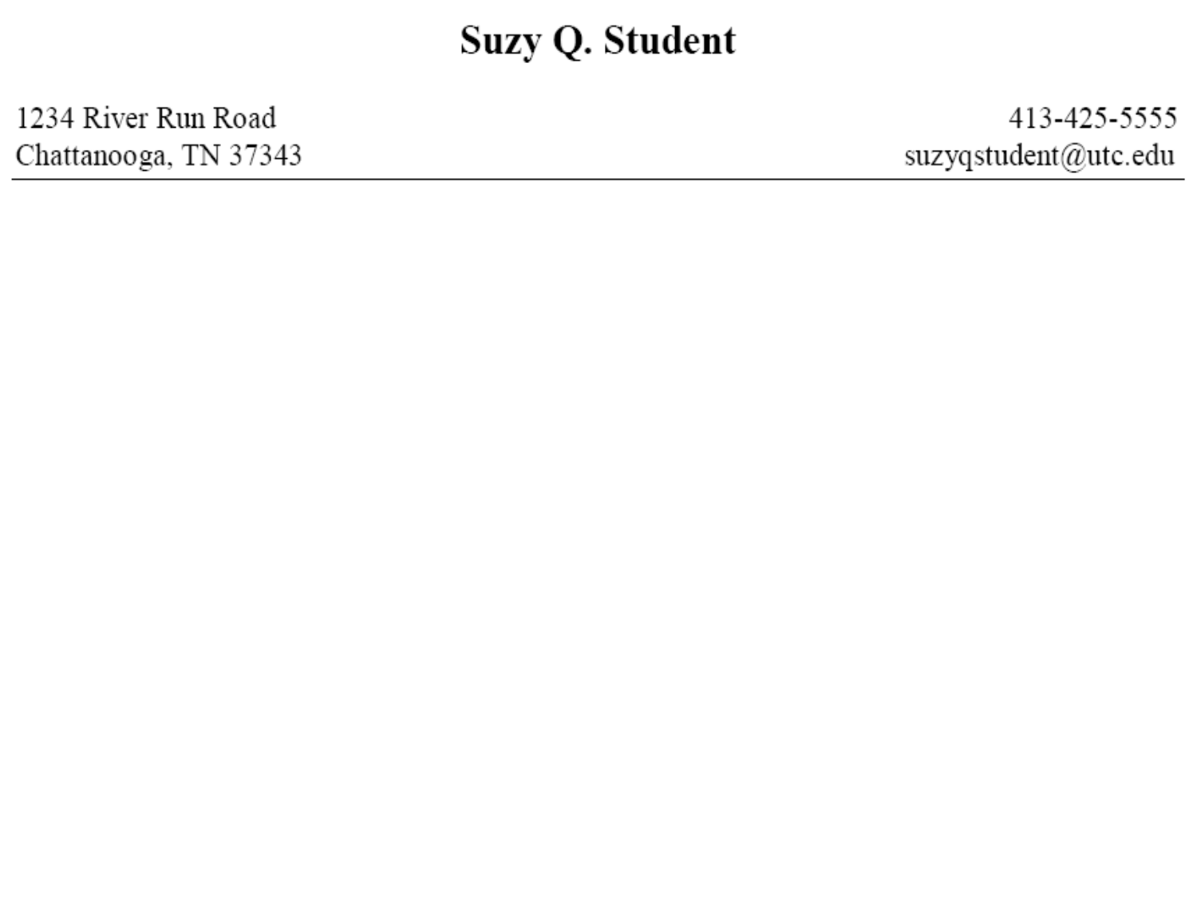# Suzy Q. Student

1234 River Run Road
Chattanooga, TN 37343

413-425-5555
suzyqstudent@utc.edu

---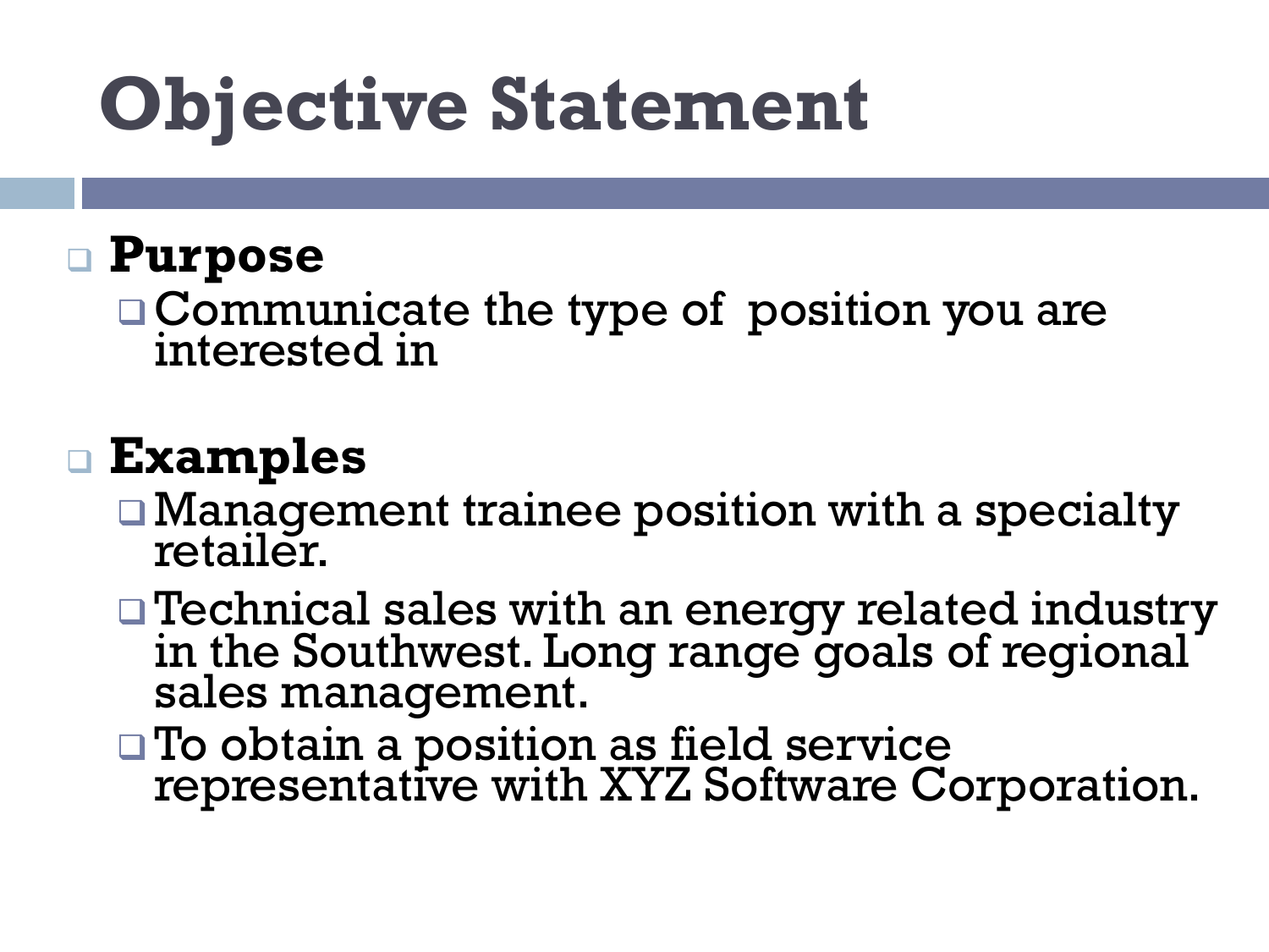# Objective Statement

- **Purpose**
  - Communicate the type of position you are interested in
- **Examples**
  - Management trainee position with a specialty retailer.
  - Technical sales with an energy related industry in the Southwest. Long range goals of regional sales management.
  - To obtain a position as field service representative with XYZ Software Corporation.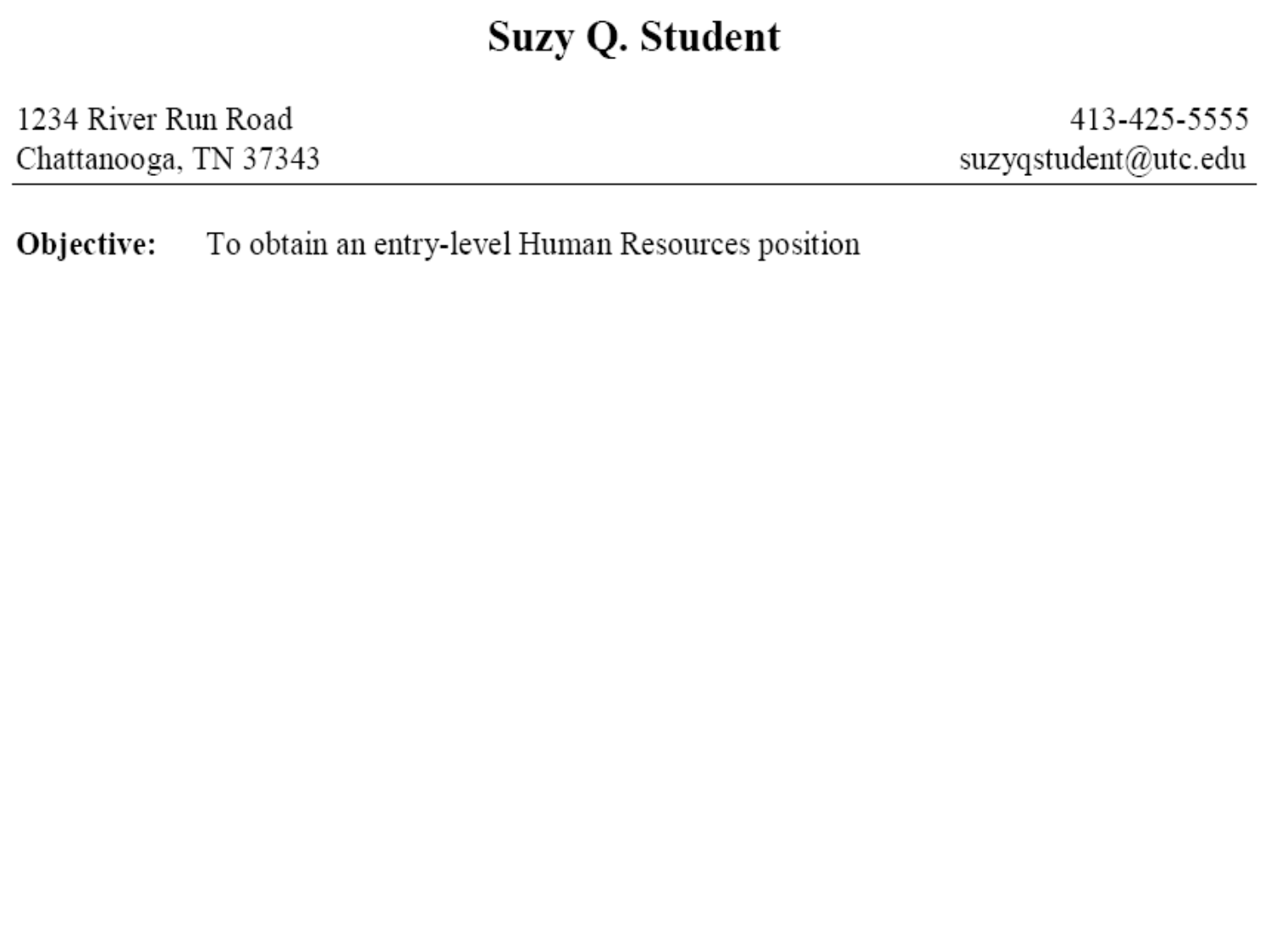# Suzy Q. Student

1234 River Run Road
Chattanooga, TN 37343

413-425-5555
suzyqstudent@utc.edu

---

**Objective:** To obtain an entry-level Human Resources position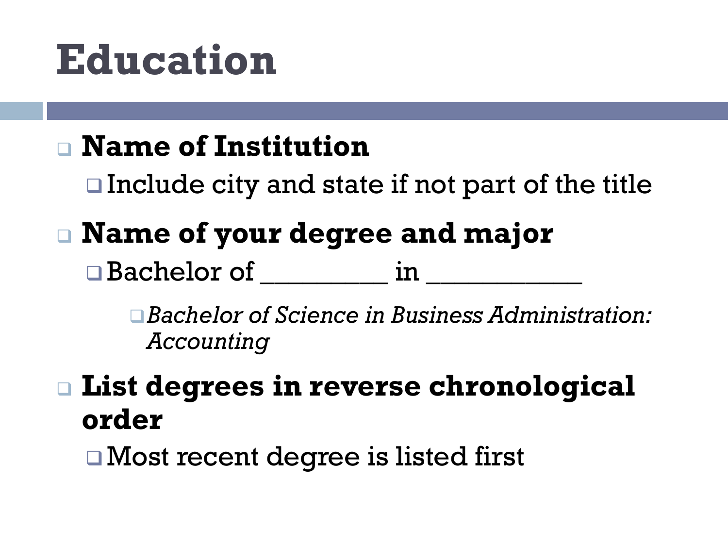# Education

- **Name of Institution**
  - Include city and state if not part of the title
- **Name of your degree and major**
  - Bachelor of _________ in ___________
    - *Bachelor of Science in Business Administration: Accounting*
- **List degrees in reverse chronological order**
  - Most recent degree is listed first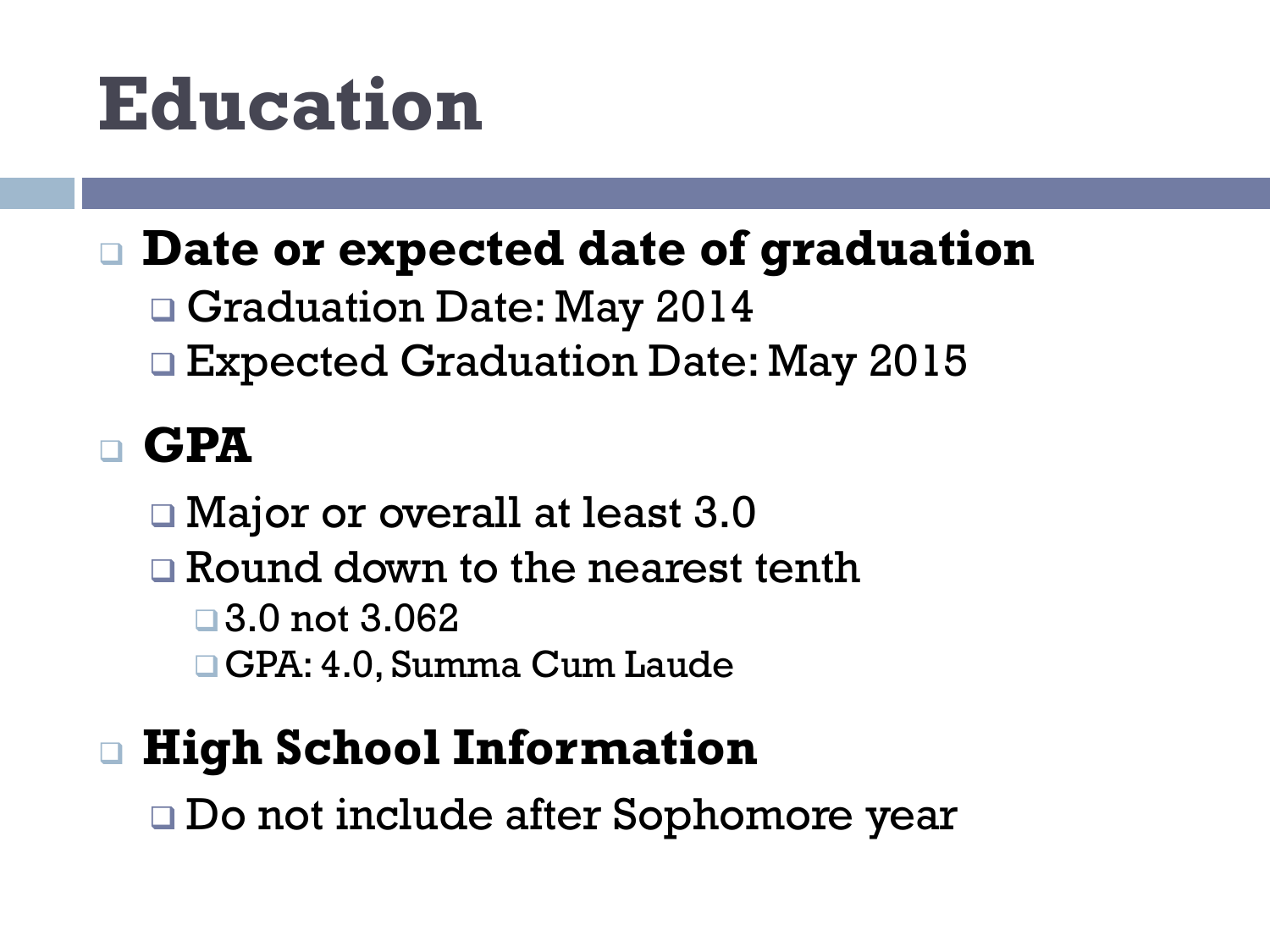# Education

- **Date or expected date of graduation**
  - Graduation Date: May 2014
  - Expected Graduation Date: May 2015
- **GPA**
  - Major or overall at least 3.0
  - Round down to the nearest tenth
    - 3.0 not 3.062
    - GPA: 4.0, Summa Cum Laude
- **High School Information**
  - Do not include after Sophomore year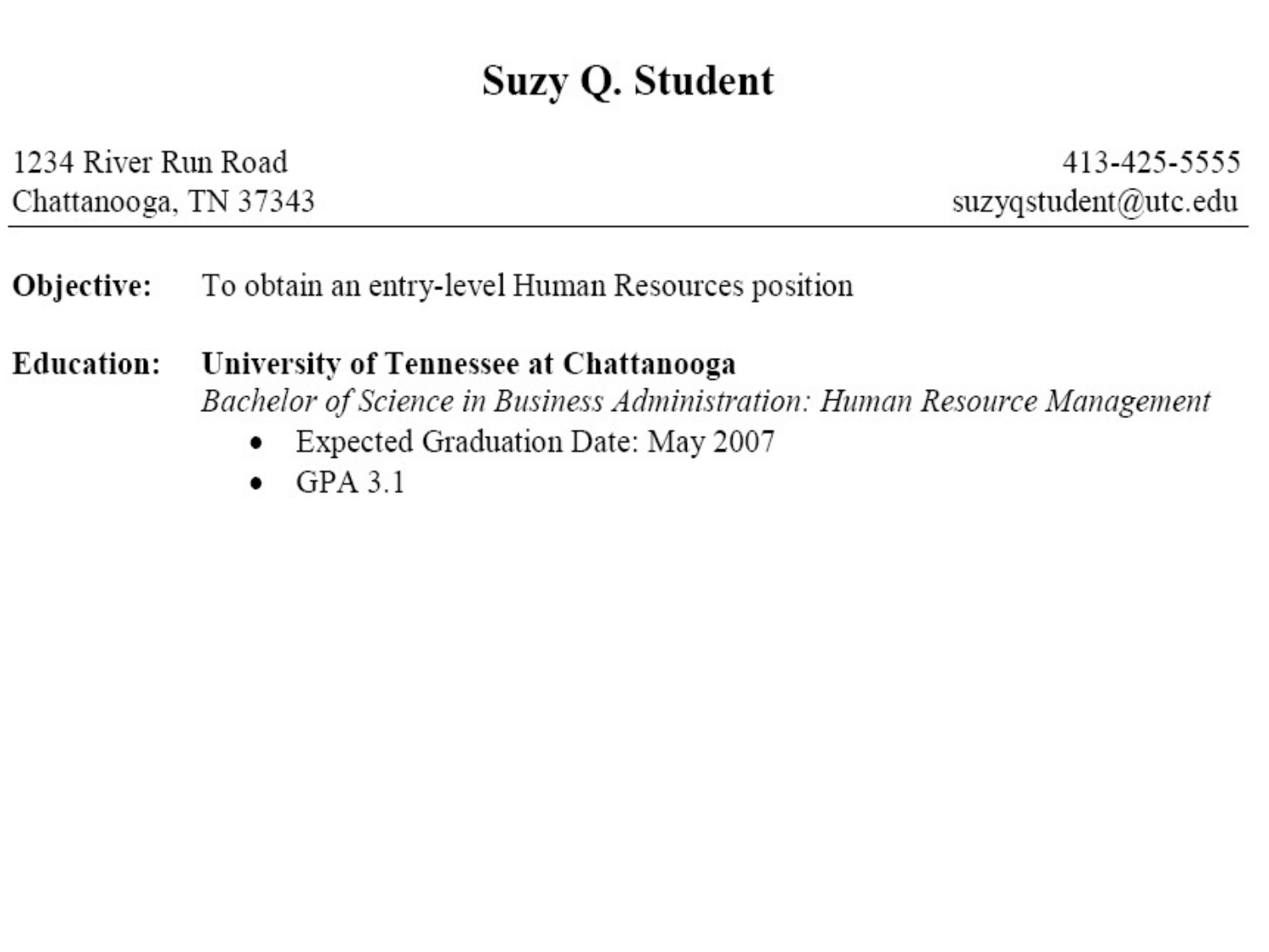# Suzy Q. Student

1234 River Run Road
Chattanooga, TN 37343

413-425-5555
suzyqstudent@utc.edu

---

**Objective:** To obtain an entry-level Human Resources position

**Education:** **University of Tennessee at Chattanooga**
*Bachelor of Science in Business Administration: Human Resource Management*

- Expected Graduation Date: May 2007
- GPA 3.1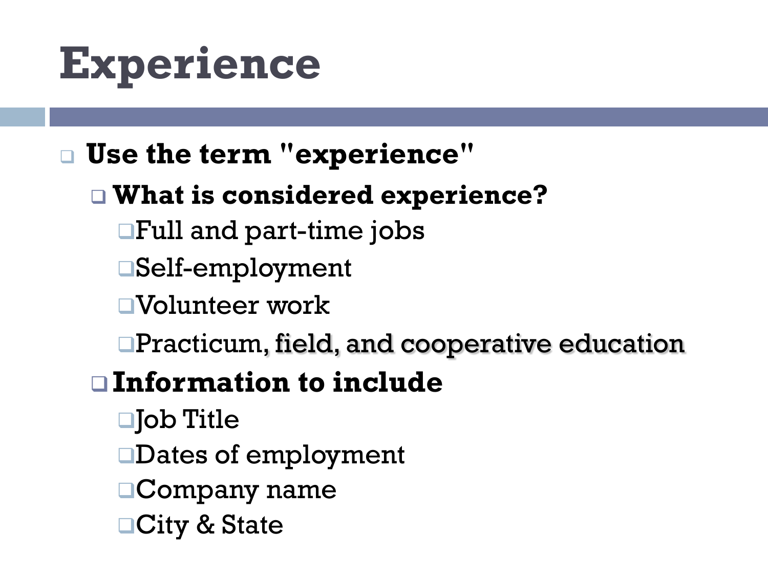# Experience

- **Use the term "experience"**
  - **What is considered experience?**
    - Full and part-time jobs
    - Self-employment
    - Volunteer work
    - Practicum, field, and cooperative education
  - **Information to include**
    - Job Title
    - Dates of employment
    - Company name
    - City & State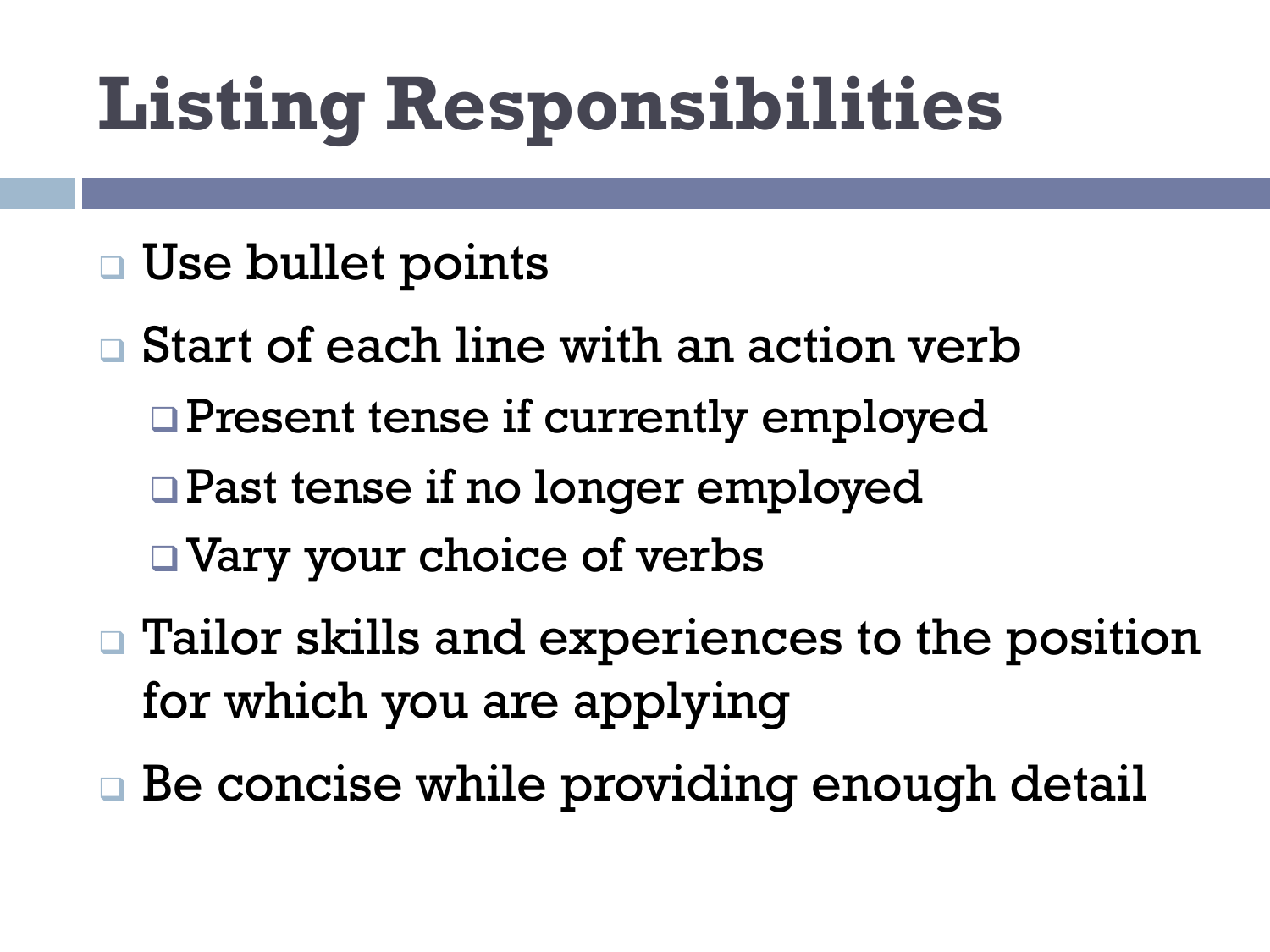# Listing Responsibilities

- Use bullet points
- Start of each line with an action verb
  - Present tense if currently employed
  - Past tense if no longer employed
  - Vary your choice of verbs
- Tailor skills and experiences to the position for which you are applying
- Be concise while providing enough detail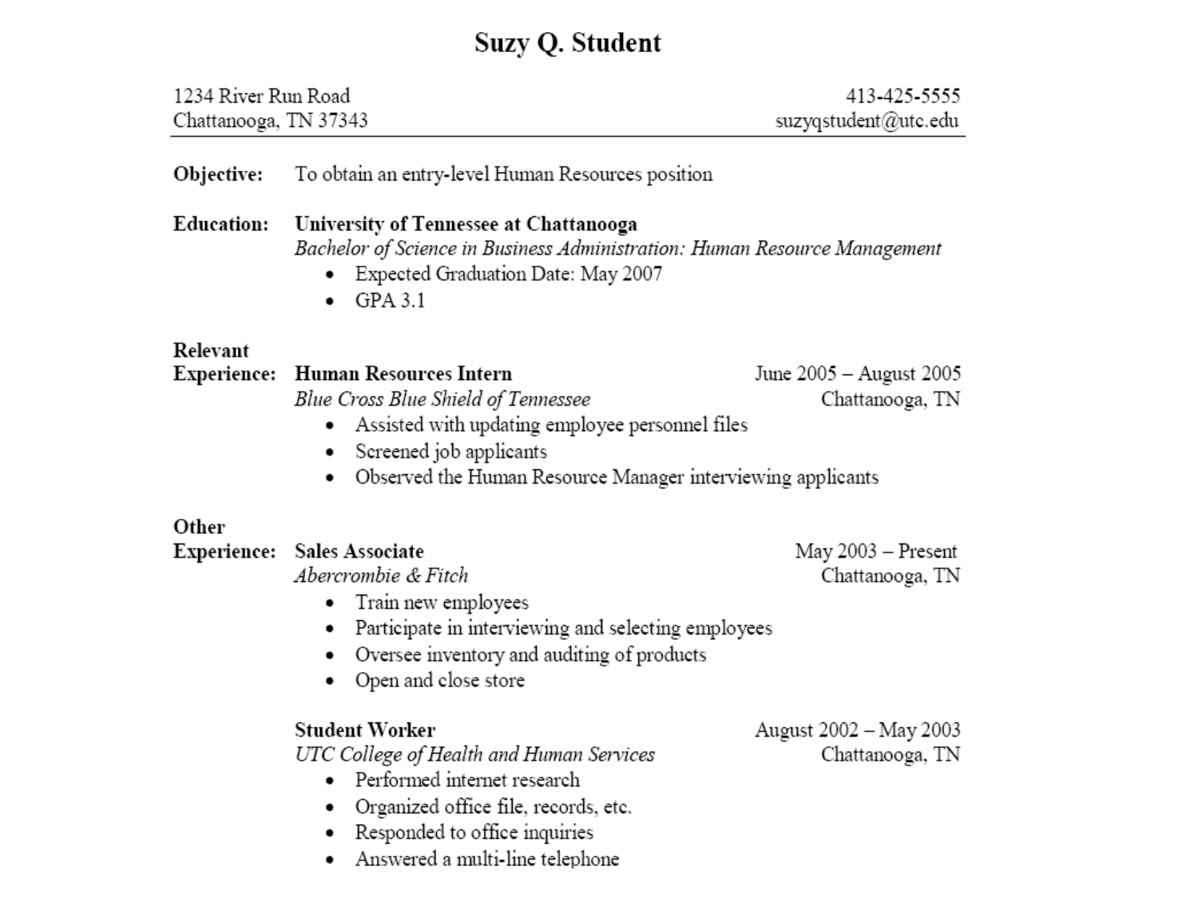# Suzy Q. Student

1234 River Run Road
Chattanooga, TN 37343

413-425-5555
suzyqstudent@utc.edu

---

**Objective:** To obtain an entry-level Human Resources position

**Education:** **University of Tennessee at Chattanooga**
*Bachelor of Science in Business Administration: Human Resource Management*

- Expected Graduation Date: May 2007
- GPA 3.1

**Relevant Experience:**

**Human Resources Intern** — June 2005 – August 2005
*Blue Cross Blue Shield of Tennessee* — Chattanooga, TN

- Assisted with updating employee personnel files
- Screened job applicants
- Observed the Human Resource Manager interviewing applicants

**Other Experience:**

**Sales Associate** — May 2003 – Present
*Abercrombie & Fitch* — Chattanooga, TN

- Train new employees
- Participate in interviewing and selecting employees
- Oversee inventory and auditing of products
- Open and close store

**Student Worker** — August 2002 – May 2003
*UTC College of Health and Human Services* — Chattanooga, TN

- Performed internet research
- Organized office file, records, etc.
- Responded to office inquiries
- Answered a multi-line telephone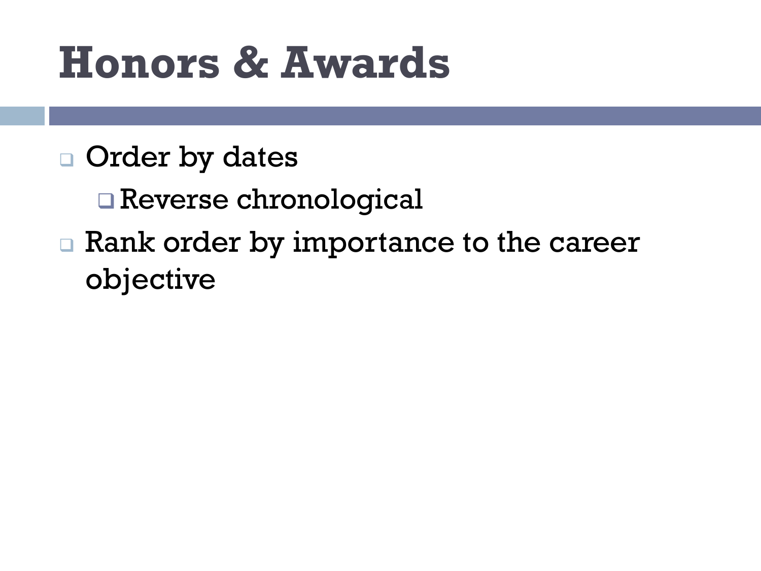# Honors & Awards

- Order by dates
  - Reverse chronological
- Rank order by importance to the career objective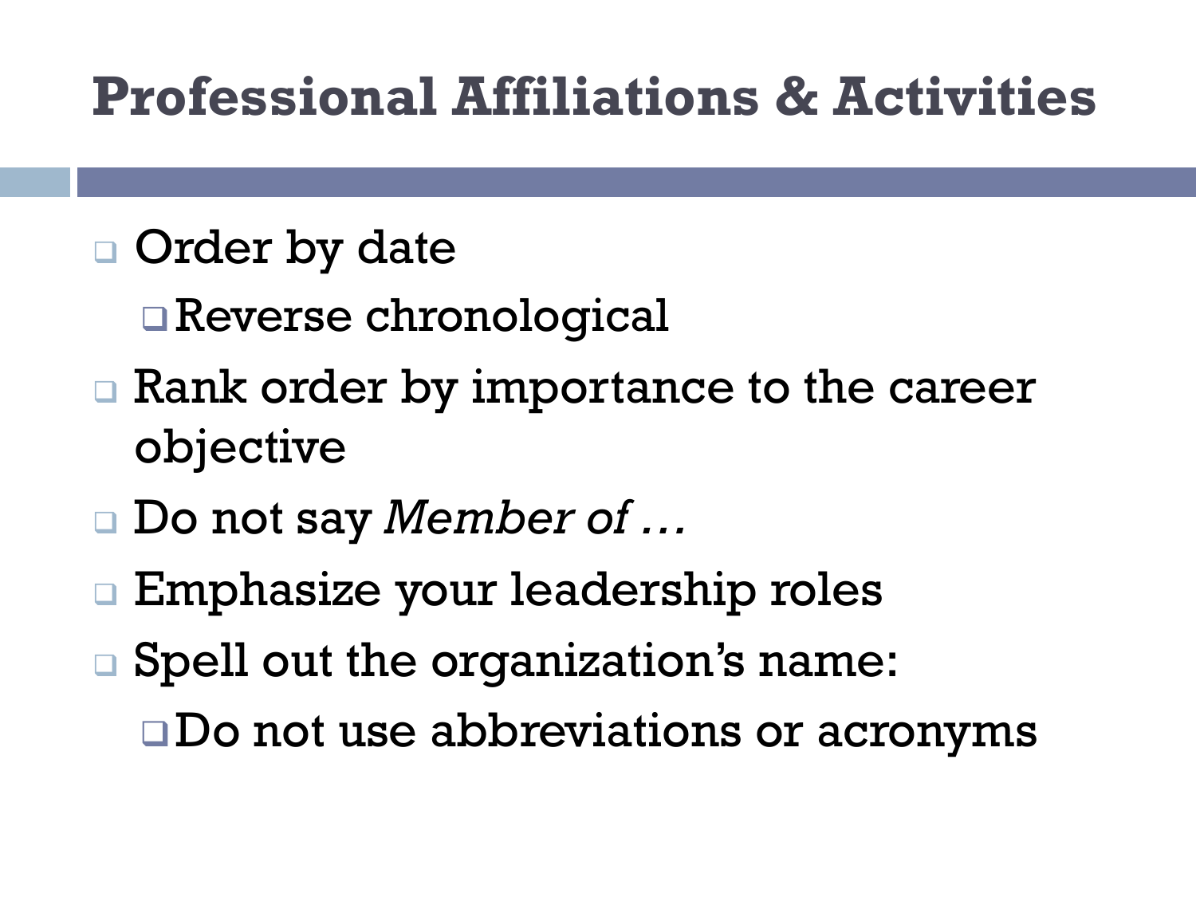# Professional Affiliations & Activities

- Order by date
  - Reverse chronological
- Rank order by importance to the career objective
- Do not say *Member of …*
- Emphasize your leadership roles
- Spell out the organization's name:
  - Do not use abbreviations or acronyms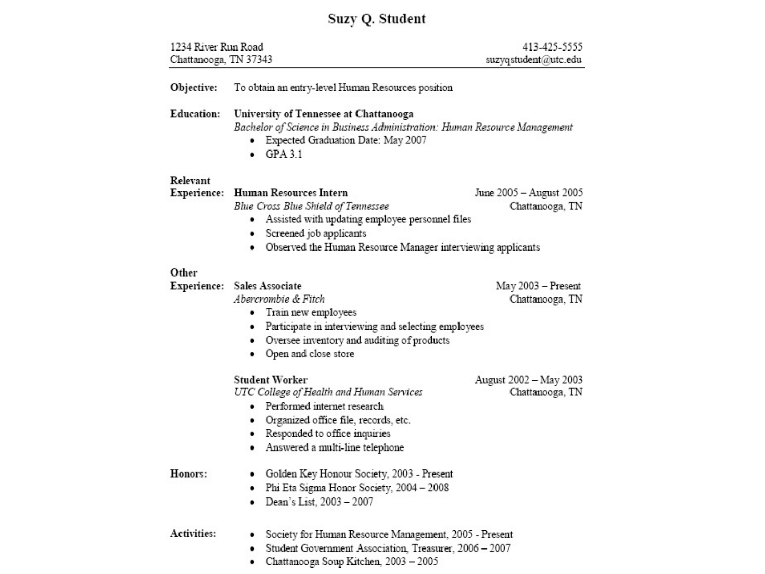# Suzy Q. Student

1234 River Run Road
Chattanooga, TN 37343

413-425-5555
suzyqstudent@utc.edu

---

**Objective:** To obtain an entry-level Human Resources position

**Education:** **University of Tennessee at Chattanooga**
*Bachelor of Science in Business Administration: Human Resource Management*

- Expected Graduation Date: May 2007
- GPA 3.1

**Relevant Experience:**

**Human Resources Intern** — June 2005 – August 2005
*Blue Cross Blue Shield of Tennessee* — Chattanooga, TN

- Assisted with updating employee personnel files
- Screened job applicants
- Observed the Human Resource Manager interviewing applicants

**Other Experience:**

**Sales Associate** — May 2003 – Present
*Abercrombie & Fitch* — Chattanooga, TN

- Train new employees
- Participate in interviewing and selecting employees
- Oversee inventory and auditing of products
- Open and close store

**Student Worker** — August 2002 – May 2003
*UTC College of Health and Human Services* — Chattanooga, TN

- Performed internet research
- Organized office file, records, etc.
- Responded to office inquiries
- Answered a multi-line telephone

**Honors:**

- Golden Key Honour Society, 2003 - Present
- Phi Eta Sigma Honor Society, 2004 – 2008
- Dean's List, 2003 – 2007

**Activities:**

- Society for Human Resource Management, 2005 - Present
- Student Government Association, Treasurer, 2006 – 2007
- Chattanooga Soup Kitchen, 2003 – 2005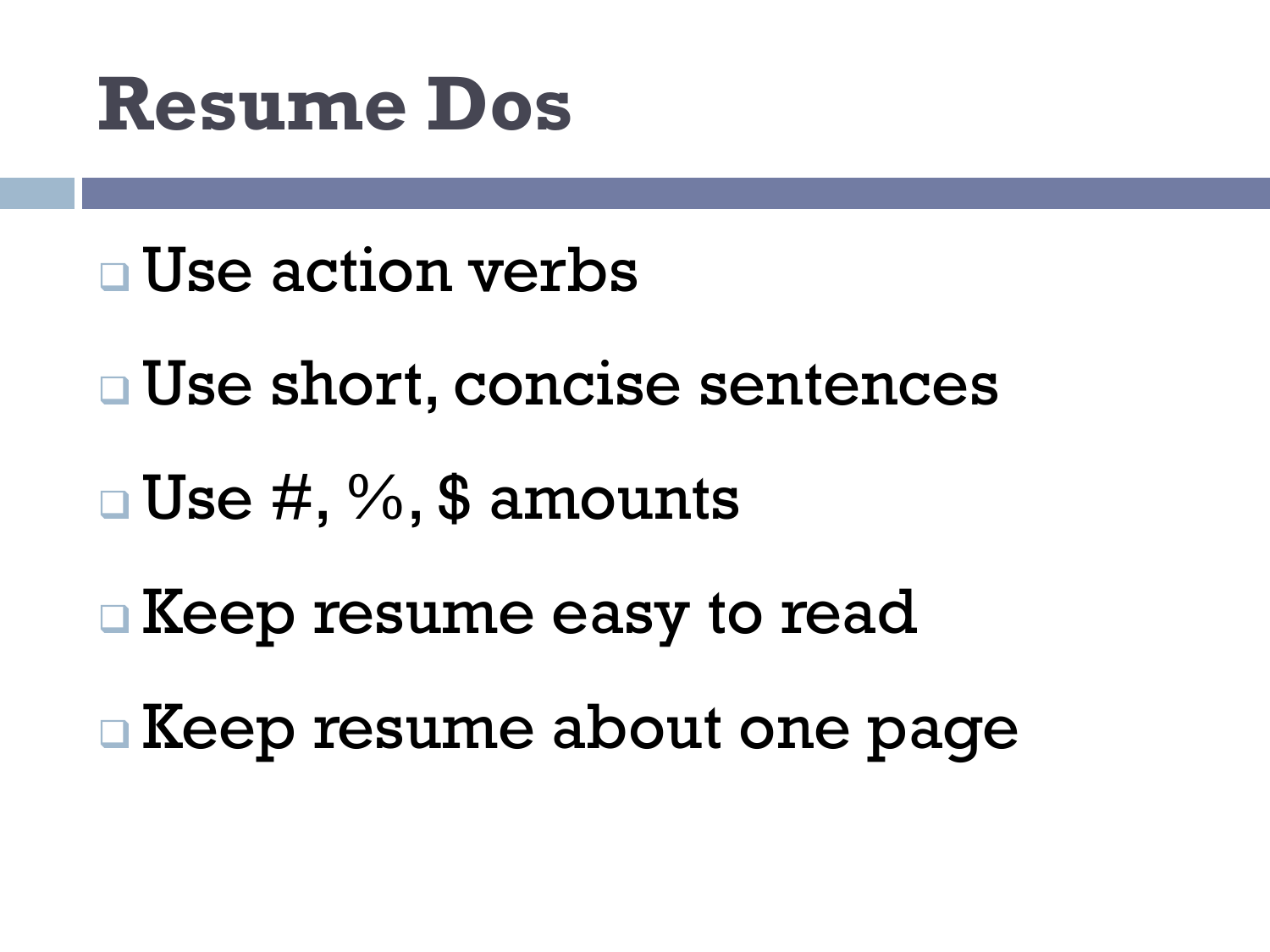# Resume Dos

- Use action verbs
- Use short, concise sentences
- Use #, %, $ amounts
- Keep resume easy to read
- Keep resume about one page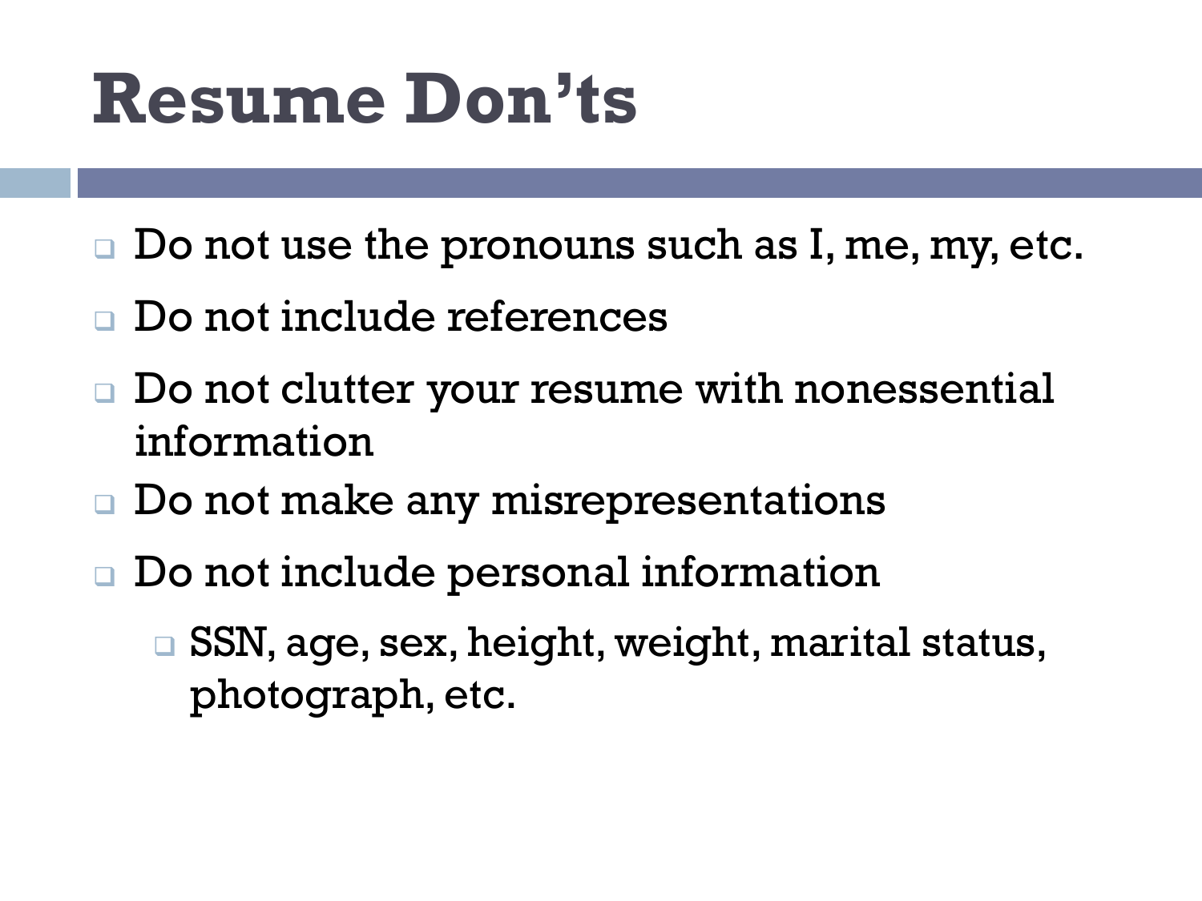# Resume Don'ts

- Do not use the pronouns such as I, me, my, etc.
- Do not include references
- Do not clutter your resume with nonessential information
- Do not make any misrepresentations
- Do not include personal information
  - SSN, age, sex, height, weight, marital status, photograph, etc.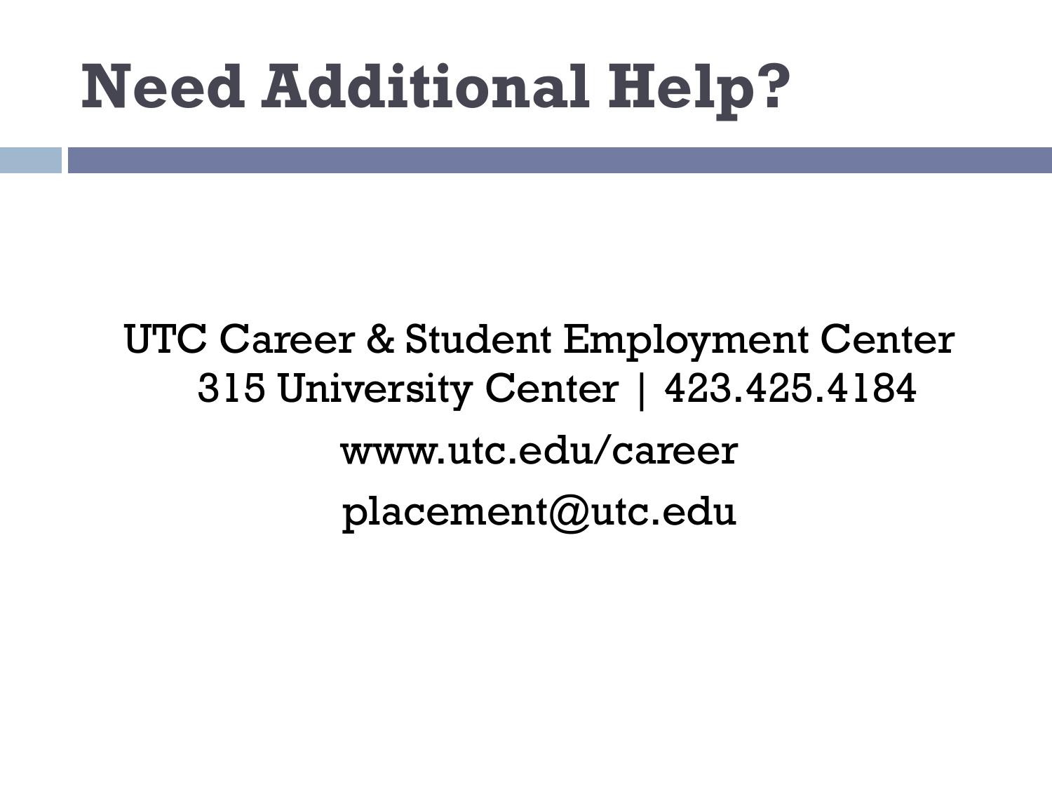# Need Additional Help?

UTC Career & Student Employment Center
315 University Center | 423.425.4184

www.utc.edu/career

placement@utc.edu